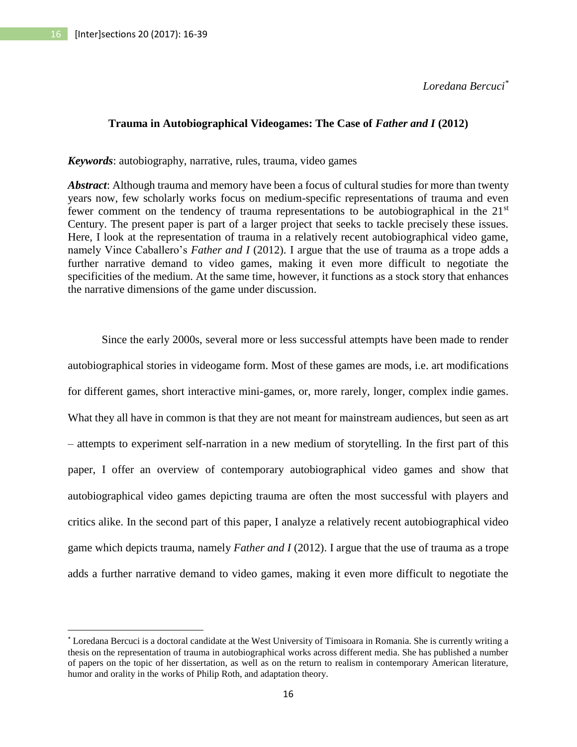*Loredana Bercuci*[*]

# Trauma in Autobiographical Videogames: The Case of *Father and I* (2012)

***Keywords***: autobiography, narrative, rules, trauma, video games

***Abstract***: Although trauma and memory have been a focus of cultural studies for more than twenty years now, few scholarly works focus on medium-specific representations of trauma and even fewer comment on the tendency of trauma representations to be autobiographical in the 21st Century. The present paper is part of a larger project that seeks to tackle precisely these issues. Here, I look at the representation of trauma in a relatively recent autobiographical video game, namely Vince Caballero's *Father and I* (2012). I argue that the use of trauma as a trope adds a further narrative demand to video games, making it even more difficult to negotiate the specificities of the medium. At the same time, however, it functions as a stock story that enhances the narrative dimensions of the game under discussion.

Since the early 2000s, several more or less successful attempts have been made to render autobiographical stories in videogame form. Most of these games are mods, i.e. art modifications for different games, short interactive mini-games, or, more rarely, longer, complex indie games. What they all have in common is that they are not meant for mainstream audiences, but seen as art – attempts to experiment self-narration in a new medium of storytelling. In the first part of this paper, I offer an overview of contemporary autobiographical video games and show that autobiographical video games depicting trauma are often the most successful with players and critics alike. In the second part of this paper, I analyze a relatively recent autobiographical video game which depicts trauma, namely *Father and I* (2012). I argue that the use of trauma as a trope adds a further narrative demand to video games, making it even more difficult to negotiate the

[*] Loredana Bercuci is a doctoral candidate at the West University of Timisoara in Romania. She is currently writing a thesis on the representation of trauma in autobiographical works across different media. She has published a number of papers on the topic of her dissertation, as well as on the return to realism in contemporary American literature, humor and orality in the works of Philip Roth, and adaptation theory.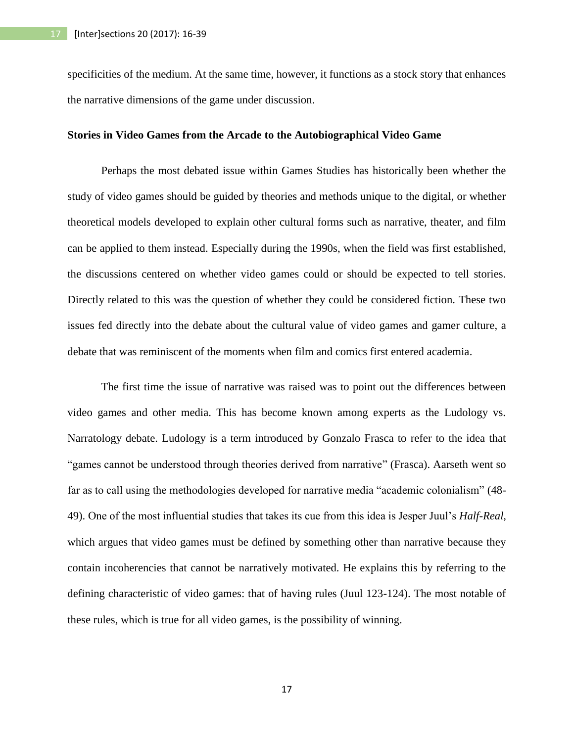specificities of the medium. At the same time, however, it functions as a stock story that enhances the narrative dimensions of the game under discussion.

## Stories in Video Games from the Arcade to the Autobiographical Video Game

Perhaps the most debated issue within Games Studies has historically been whether the study of video games should be guided by theories and methods unique to the digital, or whether theoretical models developed to explain other cultural forms such as narrative, theater, and film can be applied to them instead. Especially during the 1990s, when the field was first established, the discussions centered on whether video games could or should be expected to tell stories. Directly related to this was the question of whether they could be considered fiction. These two issues fed directly into the debate about the cultural value of video games and gamer culture, a debate that was reminiscent of the moments when film and comics first entered academia.

The first time the issue of narrative was raised was to point out the differences between video games and other media. This has become known among experts as the Ludology vs. Narratology debate. Ludology is a term introduced by Gonzalo Frasca to refer to the idea that "games cannot be understood through theories derived from narrative" (Frasca). Aarseth went so far as to call using the methodologies developed for narrative media "academic colonialism" (48-49). One of the most influential studies that takes its cue from this idea is Jesper Juul's *Half-Real*, which argues that video games must be defined by something other than narrative because they contain incoherencies that cannot be narratively motivated. He explains this by referring to the defining characteristic of video games: that of having rules (Juul 123-124). The most notable of these rules, which is true for all video games, is the possibility of winning.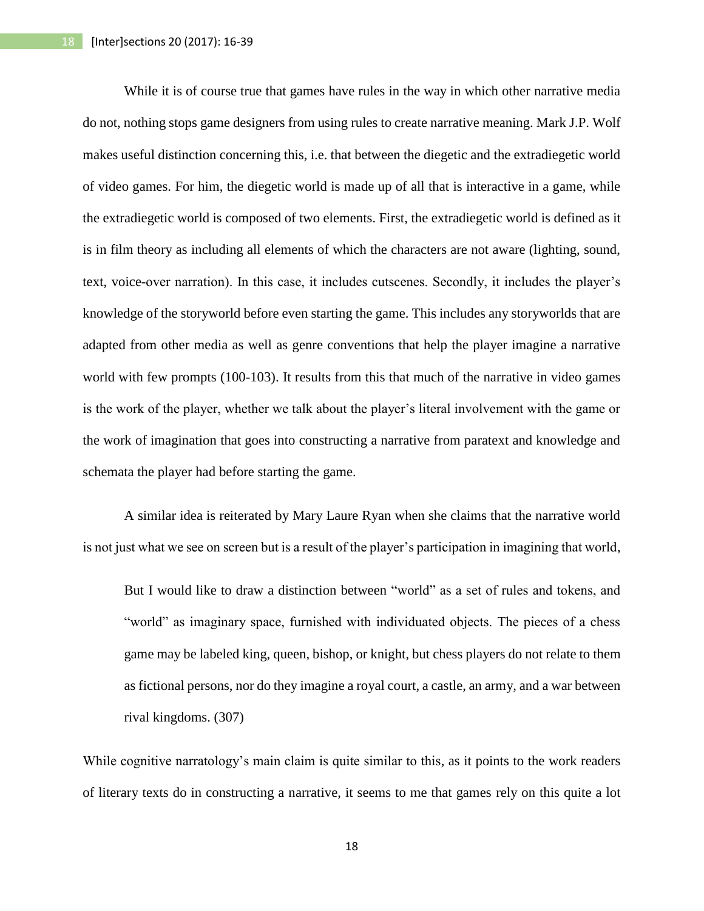While it is of course true that games have rules in the way in which other narrative media do not, nothing stops game designers from using rules to create narrative meaning. Mark J.P. Wolf makes useful distinction concerning this, i.e. that between the diegetic and the extradiegetic world of video games. For him, the diegetic world is made up of all that is interactive in a game, while the extradiegetic world is composed of two elements. First, the extradiegetic world is defined as it is in film theory as including all elements of which the characters are not aware (lighting, sound, text, voice-over narration). In this case, it includes cutscenes. Secondly, it includes the player's knowledge of the storyworld before even starting the game. This includes any storyworlds that are adapted from other media as well as genre conventions that help the player imagine a narrative world with few prompts (100-103). It results from this that much of the narrative in video games is the work of the player, whether we talk about the player's literal involvement with the game or the work of imagination that goes into constructing a narrative from paratext and knowledge and schemata the player had before starting the game.

A similar idea is reiterated by Mary Laure Ryan when she claims that the narrative world is not just what we see on screen but is a result of the player's participation in imagining that world,

> But I would like to draw a distinction between "world" as a set of rules and tokens, and "world" as imaginary space, furnished with individuated objects. The pieces of a chess game may be labeled king, queen, bishop, or knight, but chess players do not relate to them as fictional persons, nor do they imagine a royal court, a castle, an army, and a war between rival kingdoms. (307)

While cognitive narratology's main claim is quite similar to this, as it points to the work readers of literary texts do in constructing a narrative, it seems to me that games rely on this quite a lot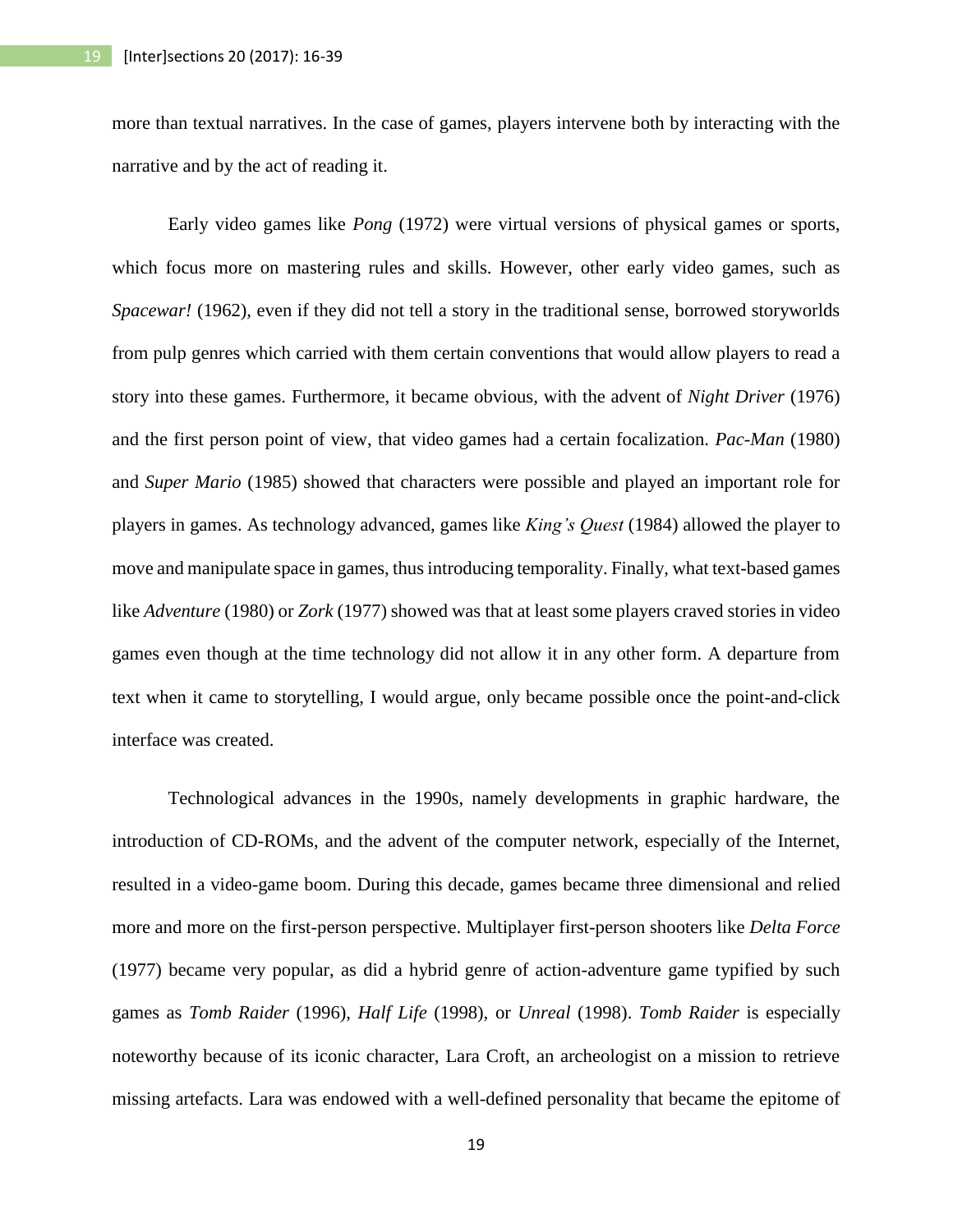more than textual narratives. In the case of games, players intervene both by interacting with the narrative and by the act of reading it.

Early video games like *Pong* (1972) were virtual versions of physical games or sports, which focus more on mastering rules and skills. However, other early video games, such as *Spacewar!* (1962), even if they did not tell a story in the traditional sense, borrowed storyworlds from pulp genres which carried with them certain conventions that would allow players to read a story into these games. Furthermore, it became obvious, with the advent of *Night Driver* (1976) and the first person point of view, that video games had a certain focalization. *Pac-Man* (1980) and *Super Mario* (1985) showed that characters were possible and played an important role for players in games. As technology advanced, games like *King's Quest* (1984) allowed the player to move and manipulate space in games, thus introducing temporality. Finally, what text-based games like *Adventure* (1980) or *Zork* (1977) showed was that at least some players craved stories in video games even though at the time technology did not allow it in any other form. A departure from text when it came to storytelling, I would argue, only became possible once the point-and-click interface was created.

Technological advances in the 1990s, namely developments in graphic hardware, the introduction of CD-ROMs, and the advent of the computer network, especially of the Internet, resulted in a video-game boom. During this decade, games became three dimensional and relied more and more on the first-person perspective. Multiplayer first-person shooters like *Delta Force* (1977) became very popular, as did a hybrid genre of action-adventure game typified by such games as *Tomb Raider* (1996), *Half Life* (1998), or *Unreal* (1998). *Tomb Raider* is especially noteworthy because of its iconic character, Lara Croft, an archeologist on a mission to retrieve missing artefacts. Lara was endowed with a well-defined personality that became the epitome of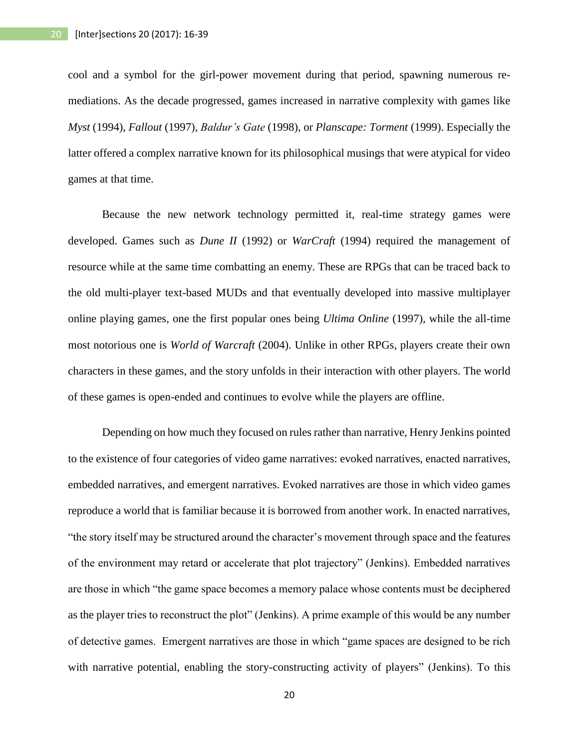cool and a symbol for the girl-power movement during that period, spawning numerous re-mediations. As the decade progressed, games increased in narrative complexity with games like *Myst* (1994), *Fallout* (1997), *Baldur's Gate* (1998), or *Planscape: Torment* (1999). Especially the latter offered a complex narrative known for its philosophical musings that were atypical for video games at that time.

Because the new network technology permitted it, real-time strategy games were developed. Games such as *Dune II* (1992) or *WarCraft* (1994) required the management of resource while at the same time combatting an enemy. These are RPGs that can be traced back to the old multi-player text-based MUDs and that eventually developed into massive multiplayer online playing games, one the first popular ones being *Ultima Online* (1997), while the all-time most notorious one is *World of Warcraft* (2004). Unlike in other RPGs, players create their own characters in these games, and the story unfolds in their interaction with other players. The world of these games is open-ended and continues to evolve while the players are offline.

Depending on how much they focused on rules rather than narrative, Henry Jenkins pointed to the existence of four categories of video game narratives: evoked narratives, enacted narratives, embedded narratives, and emergent narratives. Evoked narratives are those in which video games reproduce a world that is familiar because it is borrowed from another work. In enacted narratives, "the story itself may be structured around the character's movement through space and the features of the environment may retard or accelerate that plot trajectory" (Jenkins). Embedded narratives are those in which "the game space becomes a memory palace whose contents must be deciphered as the player tries to reconstruct the plot" (Jenkins). A prime example of this would be any number of detective games. Emergent narratives are those in which "game spaces are designed to be rich with narrative potential, enabling the story-constructing activity of players" (Jenkins). To this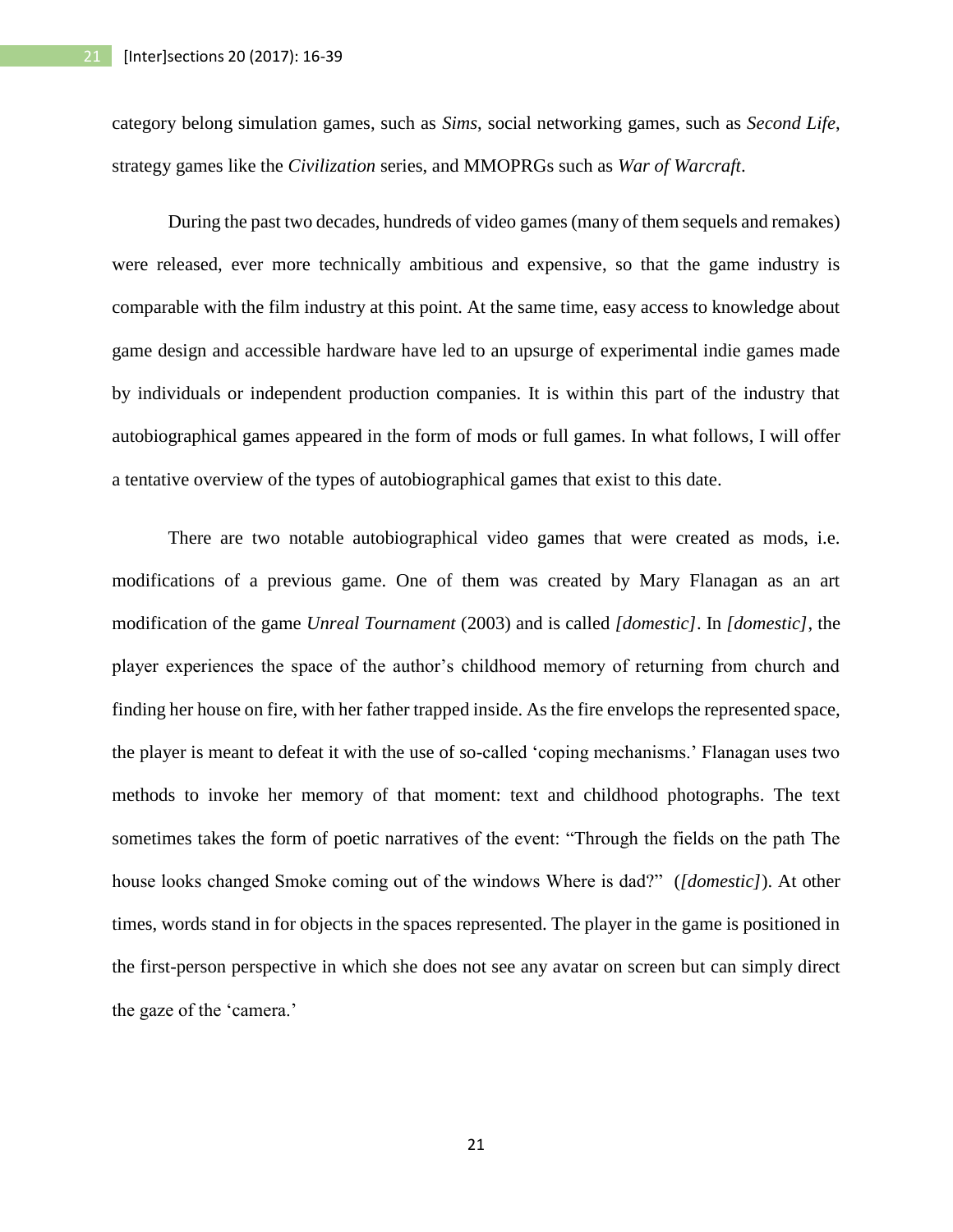category belong simulation games, such as *Sims*, social networking games, such as *Second Life*, strategy games like the *Civilization* series, and MMOPRGs such as *War of Warcraft*.

During the past two decades, hundreds of video games (many of them sequels and remakes) were released, ever more technically ambitious and expensive, so that the game industry is comparable with the film industry at this point. At the same time, easy access to knowledge about game design and accessible hardware have led to an upsurge of experimental indie games made by individuals or independent production companies. It is within this part of the industry that autobiographical games appeared in the form of mods or full games. In what follows, I will offer a tentative overview of the types of autobiographical games that exist to this date.

There are two notable autobiographical video games that were created as mods, i.e. modifications of a previous game. One of them was created by Mary Flanagan as an art modification of the game *Unreal Tournament* (2003) and is called *[domestic]*. In *[domestic]*, the player experiences the space of the author's childhood memory of returning from church and finding her house on fire, with her father trapped inside. As the fire envelops the represented space, the player is meant to defeat it with the use of so-called 'coping mechanisms.' Flanagan uses two methods to invoke her memory of that moment: text and childhood photographs. The text sometimes takes the form of poetic narratives of the event: "Through the fields on the path The house looks changed Smoke coming out of the windows Where is dad?" (*[domestic]*). At other times, words stand in for objects in the spaces represented. The player in the game is positioned in the first-person perspective in which she does not see any avatar on screen but can simply direct the gaze of the 'camera.'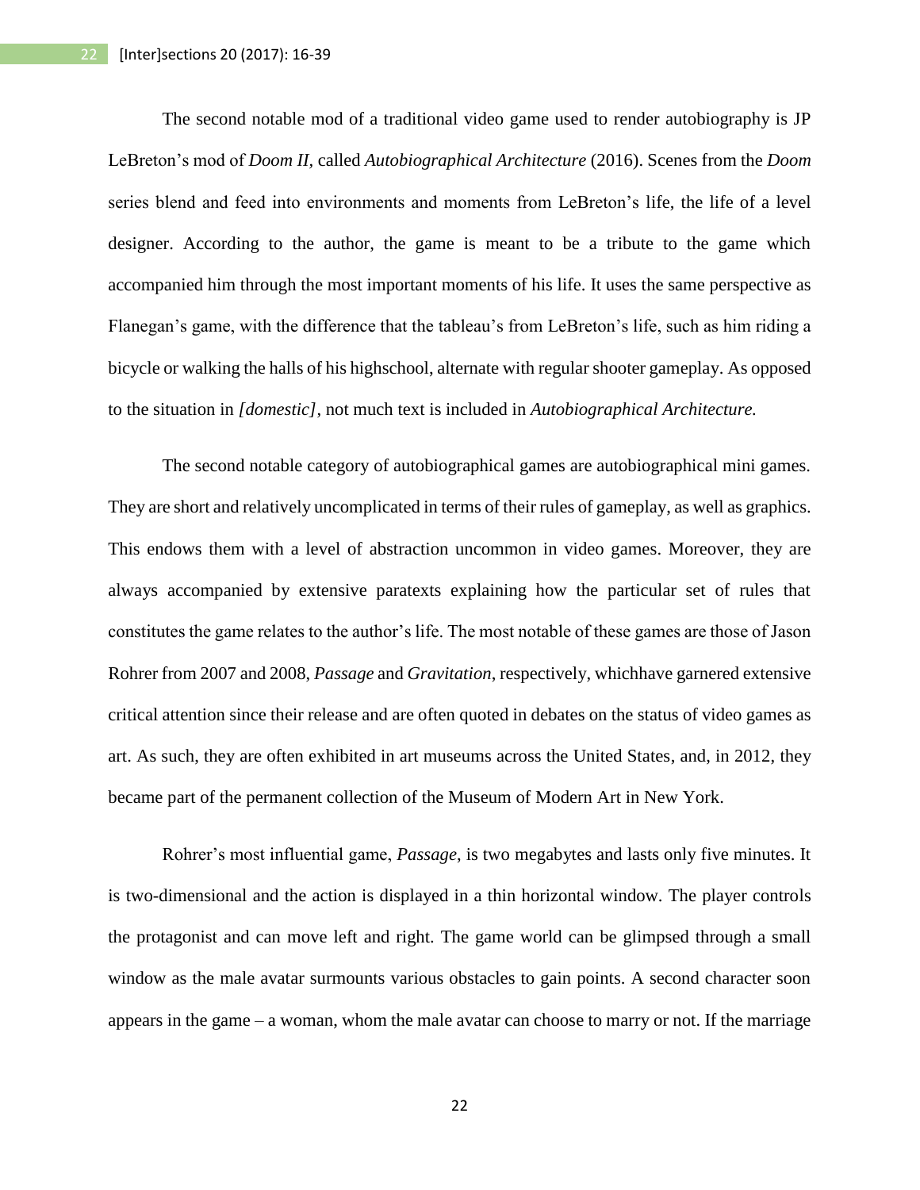The second notable mod of a traditional video game used to render autobiography is JP LeBreton's mod of *Doom II*, called *Autobiographical Architecture* (2016). Scenes from the *Doom* series blend and feed into environments and moments from LeBreton's life, the life of a level designer. According to the author, the game is meant to be a tribute to the game which accompanied him through the most important moments of his life. It uses the same perspective as Flanegan's game, with the difference that the tableau's from LeBreton's life, such as him riding a bicycle or walking the halls of his highschool, alternate with regular shooter gameplay. As opposed to the situation in *[domestic]*, not much text is included in *Autobiographical Architecture.*

The second notable category of autobiographical games are autobiographical mini games. They are short and relatively uncomplicated in terms of their rules of gameplay, as well as graphics. This endows them with a level of abstraction uncommon in video games. Moreover, they are always accompanied by extensive paratexts explaining how the particular set of rules that constitutes the game relates to the author's life. The most notable of these games are those of Jason Rohrer from 2007 and 2008, *Passage* and *Gravitation*, respectively, whichhave garnered extensive critical attention since their release and are often quoted in debates on the status of video games as art. As such, they are often exhibited in art museums across the United States, and, in 2012, they became part of the permanent collection of the Museum of Modern Art in New York.

Rohrer's most influential game, *Passage*, is two megabytes and lasts only five minutes. It is two-dimensional and the action is displayed in a thin horizontal window. The player controls the protagonist and can move left and right. The game world can be glimpsed through a small window as the male avatar surmounts various obstacles to gain points. A second character soon appears in the game – a woman, whom the male avatar can choose to marry or not. If the marriage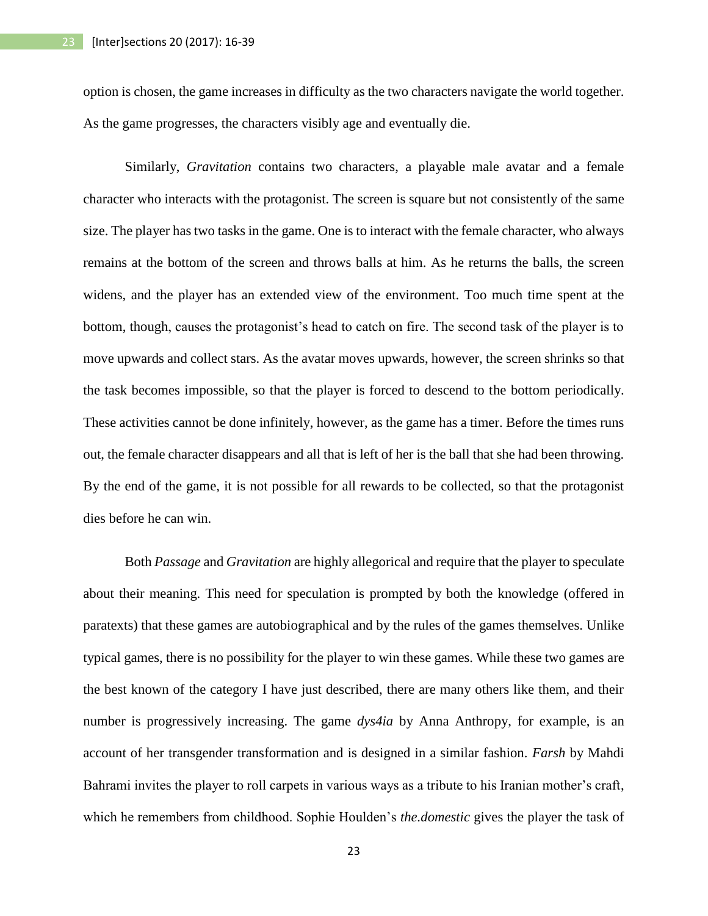option is chosen, the game increases in difficulty as the two characters navigate the world together. As the game progresses, the characters visibly age and eventually die.

Similarly, *Gravitation* contains two characters, a playable male avatar and a female character who interacts with the protagonist. The screen is square but not consistently of the same size. The player has two tasks in the game. One is to interact with the female character, who always remains at the bottom of the screen and throws balls at him. As he returns the balls, the screen widens, and the player has an extended view of the environment. Too much time spent at the bottom, though, causes the protagonist's head to catch on fire. The second task of the player is to move upwards and collect stars. As the avatar moves upwards, however, the screen shrinks so that the task becomes impossible, so that the player is forced to descend to the bottom periodically. These activities cannot be done infinitely, however, as the game has a timer. Before the times runs out, the female character disappears and all that is left of her is the ball that she had been throwing. By the end of the game, it is not possible for all rewards to be collected, so that the protagonist dies before he can win.

Both *Passage* and *Gravitation* are highly allegorical and require that the player to speculate about their meaning. This need for speculation is prompted by both the knowledge (offered in paratexts) that these games are autobiographical and by the rules of the games themselves. Unlike typical games, there is no possibility for the player to win these games. While these two games are the best known of the category I have just described, there are many others like them, and their number is progressively increasing. The game *dys4ia* by Anna Anthropy, for example, is an account of her transgender transformation and is designed in a similar fashion. *Farsh* by Mahdi Bahrami invites the player to roll carpets in various ways as a tribute to his Iranian mother's craft, which he remembers from childhood. Sophie Houlden's *the.domestic* gives the player the task of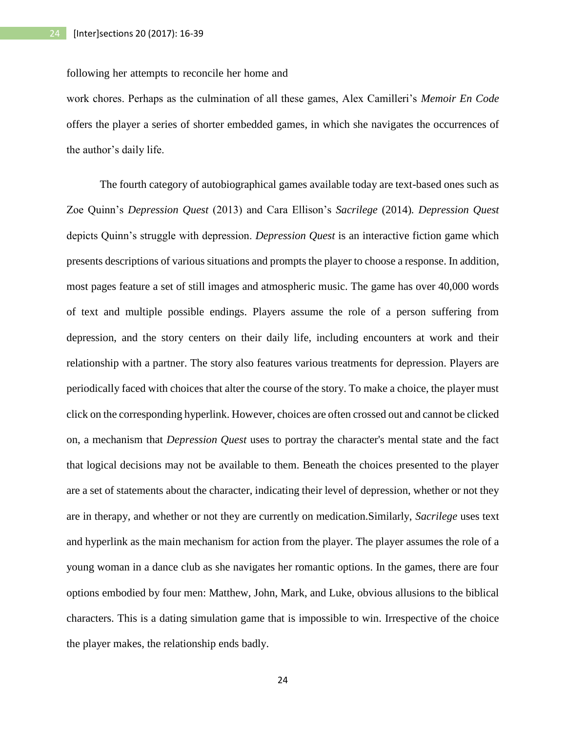following her attempts to reconcile her home and

work chores. Perhaps as the culmination of all these games, Alex Camilleri's *Memoir En Code* offers the player a series of shorter embedded games, in which she navigates the occurrences of the author's daily life.

The fourth category of autobiographical games available today are text-based ones such as Zoe Quinn's *Depression Quest* (2013) and Cara Ellison's *Sacrilege* (2014). *Depression Quest* depicts Quinn's struggle with depression. *Depression Quest* is an interactive fiction game which presents descriptions of various situations and prompts the player to choose a response. In addition, most pages feature a set of still images and atmospheric music. The game has over 40,000 words of text and multiple possible endings. Players assume the role of a person suffering from depression, and the story centers on their daily life, including encounters at work and their relationship with a partner. The story also features various treatments for depression. Players are periodically faced with choices that alter the course of the story. To make a choice, the player must click on the corresponding hyperlink. However, choices are often crossed out and cannot be clicked on, a mechanism that *Depression Quest* uses to portray the character's mental state and the fact that logical decisions may not be available to them. Beneath the choices presented to the player are a set of statements about the character, indicating their level of depression, whether or not they are in therapy, and whether or not they are currently on medication.Similarly, *Sacrilege* uses text and hyperlink as the main mechanism for action from the player. The player assumes the role of a young woman in a dance club as she navigates her romantic options. In the games, there are four options embodied by four men: Matthew, John, Mark, and Luke, obvious allusions to the biblical characters. This is a dating simulation game that is impossible to win. Irrespective of the choice the player makes, the relationship ends badly.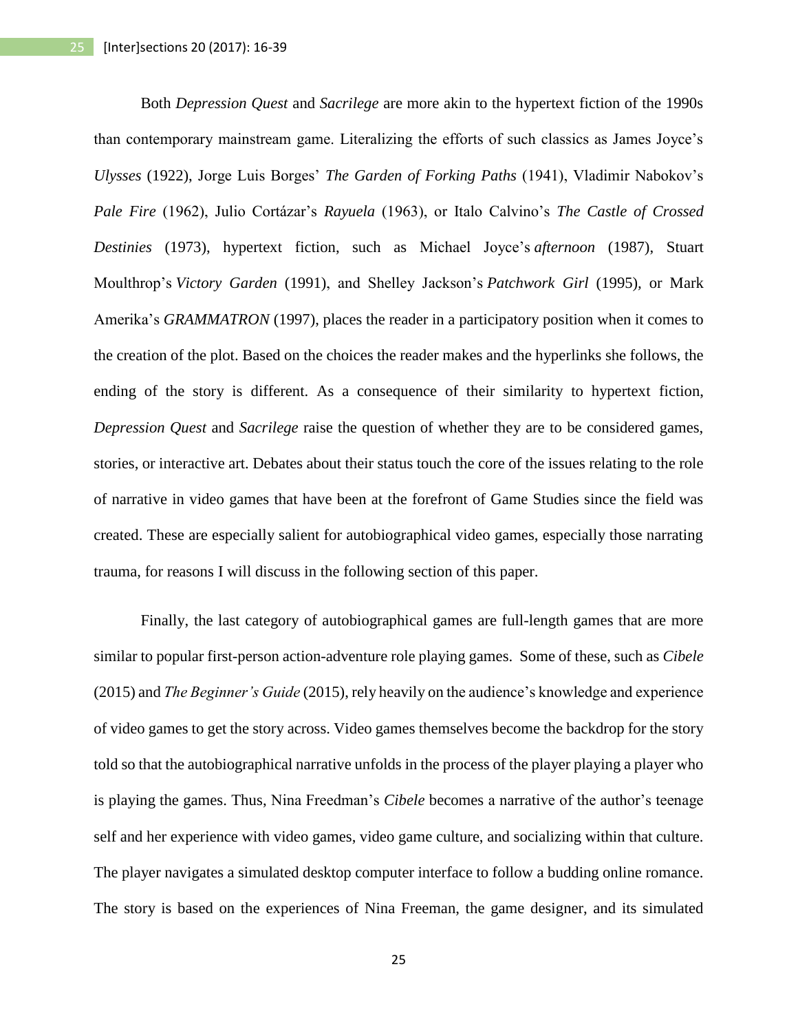Both *Depression Quest* and *Sacrilege* are more akin to the hypertext fiction of the 1990s than contemporary mainstream game. Literalizing the efforts of such classics as James Joyce's *Ulysses* (1922), Jorge Luis Borges' *The Garden of Forking Paths* (1941), Vladimir Nabokov's *Pale Fire* (1962), Julio Cortázar's *Rayuela* (1963), or Italo Calvino's *The Castle of Crossed Destinies* (1973), hypertext fiction, such as Michael Joyce's *afternoon* (1987), Stuart Moulthrop's *Victory Garden* (1991), and Shelley Jackson's *Patchwork Girl* (1995), or Mark Amerika's *GRAMMATRON* (1997), places the reader in a participatory position when it comes to the creation of the plot. Based on the choices the reader makes and the hyperlinks she follows, the ending of the story is different. As a consequence of their similarity to hypertext fiction, *Depression Quest* and *Sacrilege* raise the question of whether they are to be considered games, stories, or interactive art. Debates about their status touch the core of the issues relating to the role of narrative in video games that have been at the forefront of Game Studies since the field was created. These are especially salient for autobiographical video games, especially those narrating trauma, for reasons I will discuss in the following section of this paper.

Finally, the last category of autobiographical games are full-length games that are more similar to popular first-person action-adventure role playing games. Some of these, such as *Cibele* (2015) and *The Beginner's Guide* (2015), rely heavily on the audience's knowledge and experience of video games to get the story across. Video games themselves become the backdrop for the story told so that the autobiographical narrative unfolds in the process of the player playing a player who is playing the games. Thus, Nina Freedman's *Cibele* becomes a narrative of the author's teenage self and her experience with video games, video game culture, and socializing within that culture. The player navigates a simulated desktop computer interface to follow a budding online romance. The story is based on the experiences of Nina Freeman, the game designer, and its simulated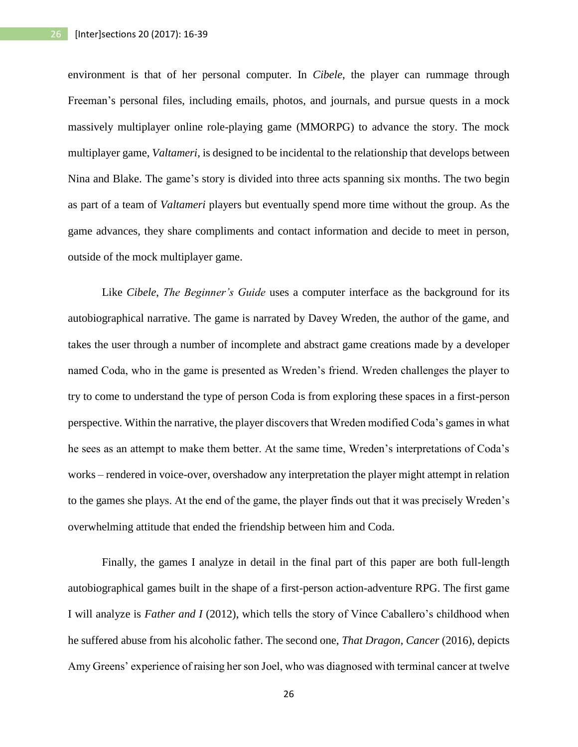environment is that of her personal computer. In *Cibele*, the player can rummage through Freeman's personal files, including emails, photos, and journals, and pursue quests in a mock massively multiplayer online role-playing game (MMORPG) to advance the story. The mock multiplayer game, *Valtameri*, is designed to be incidental to the relationship that develops between Nina and Blake. The game's story is divided into three acts spanning six months. The two begin as part of a team of *Valtameri* players but eventually spend more time without the group. As the game advances, they share compliments and contact information and decide to meet in person, outside of the mock multiplayer game.

Like *Cibele*, *The Beginner's Guide* uses a computer interface as the background for its autobiographical narrative. The game is narrated by Davey Wreden, the author of the game, and takes the user through a number of incomplete and abstract game creations made by a developer named Coda, who in the game is presented as Wreden's friend. Wreden challenges the player to try to come to understand the type of person Coda is from exploring these spaces in a first-person perspective. Within the narrative, the player discovers that Wreden modified Coda's games in what he sees as an attempt to make them better. At the same time, Wreden's interpretations of Coda's works – rendered in voice-over, overshadow any interpretation the player might attempt in relation to the games she plays. At the end of the game, the player finds out that it was precisely Wreden's overwhelming attitude that ended the friendship between him and Coda.

Finally, the games I analyze in detail in the final part of this paper are both full-length autobiographical games built in the shape of a first-person action-adventure RPG. The first game I will analyze is *Father and I* (2012), which tells the story of Vince Caballero's childhood when he suffered abuse from his alcoholic father. The second one, *That Dragon, Cancer* (2016), depicts Amy Greens' experience of raising her son Joel, who was diagnosed with terminal cancer at twelve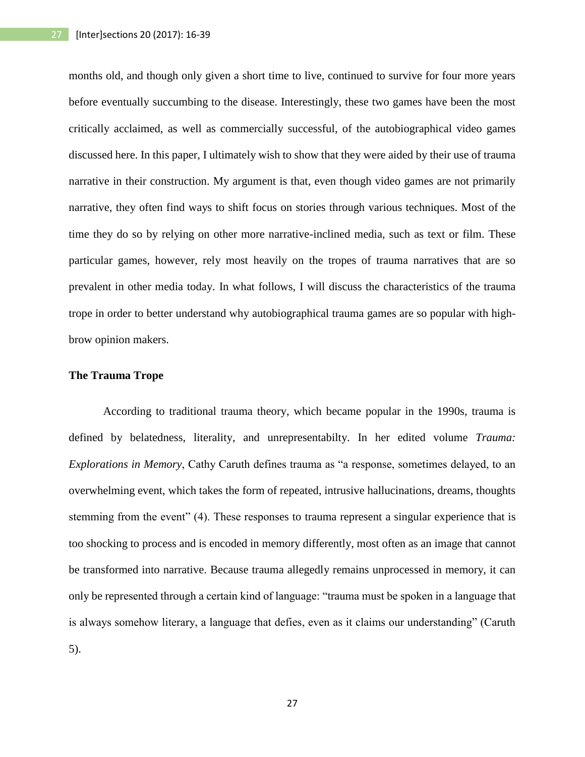months old, and though only given a short time to live, continued to survive for four more years before eventually succumbing to the disease. Interestingly, these two games have been the most critically acclaimed, as well as commercially successful, of the autobiographical video games discussed here. In this paper, I ultimately wish to show that they were aided by their use of trauma narrative in their construction. My argument is that, even though video games are not primarily narrative, they often find ways to shift focus on stories through various techniques. Most of the time they do so by relying on other more narrative-inclined media, such as text or film. These particular games, however, rely most heavily on the tropes of trauma narratives that are so prevalent in other media today. In what follows, I will discuss the characteristics of the trauma trope in order to better understand why autobiographical trauma games are so popular with high-brow opinion makers.

**The Trauma Trope**

According to traditional trauma theory, which became popular in the 1990s, trauma is defined by belatedness, literality, and unrepresentabilty. In her edited volume *Trauma: Explorations in Memory*, Cathy Caruth defines trauma as "a response, sometimes delayed, to an overwhelming event, which takes the form of repeated, intrusive hallucinations, dreams, thoughts stemming from the event" (4). These responses to trauma represent a singular experience that is too shocking to process and is encoded in memory differently, most often as an image that cannot be transformed into narrative. Because trauma allegedly remains unprocessed in memory, it can only be represented through a certain kind of language: "trauma must be spoken in a language that is always somehow literary, a language that defies, even as it claims our understanding" (Caruth 5).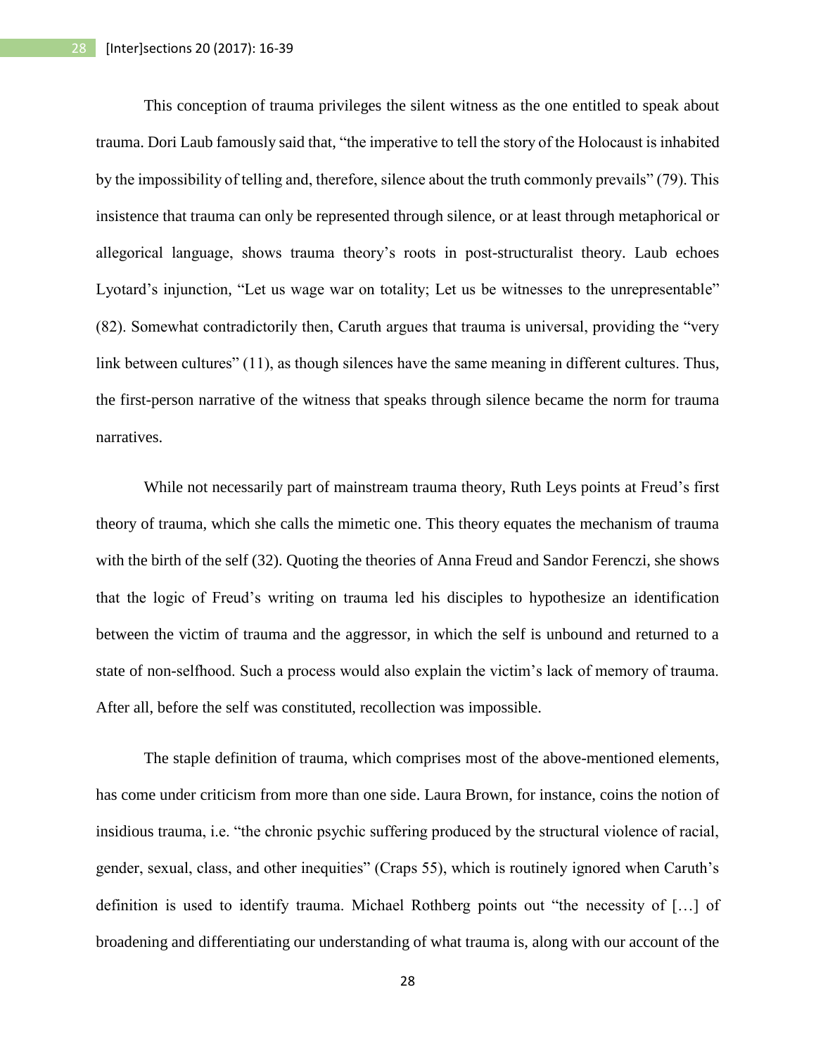This conception of trauma privileges the silent witness as the one entitled to speak about trauma. Dori Laub famously said that, "the imperative to tell the story of the Holocaust is inhabited by the impossibility of telling and, therefore, silence about the truth commonly prevails" (79). This insistence that trauma can only be represented through silence, or at least through metaphorical or allegorical language, shows trauma theory's roots in post-structuralist theory. Laub echoes Lyotard's injunction, "Let us wage war on totality; Let us be witnesses to the unrepresentable" (82). Somewhat contradictorily then, Caruth argues that trauma is universal, providing the "very link between cultures" (11), as though silences have the same meaning in different cultures. Thus, the first-person narrative of the witness that speaks through silence became the norm for trauma narratives.

While not necessarily part of mainstream trauma theory, Ruth Leys points at Freud's first theory of trauma, which she calls the mimetic one. This theory equates the mechanism of trauma with the birth of the self (32). Quoting the theories of Anna Freud and Sandor Ferenczi, she shows that the logic of Freud's writing on trauma led his disciples to hypothesize an identification between the victim of trauma and the aggressor, in which the self is unbound and returned to a state of non-selfhood. Such a process would also explain the victim's lack of memory of trauma. After all, before the self was constituted, recollection was impossible.

The staple definition of trauma, which comprises most of the above-mentioned elements, has come under criticism from more than one side. Laura Brown, for instance, coins the notion of insidious trauma, i.e. "the chronic psychic suffering produced by the structural violence of racial, gender, sexual, class, and other inequities" (Craps 55), which is routinely ignored when Caruth's definition is used to identify trauma. Michael Rothberg points out "the necessity of […] of broadening and differentiating our understanding of what trauma is, along with our account of the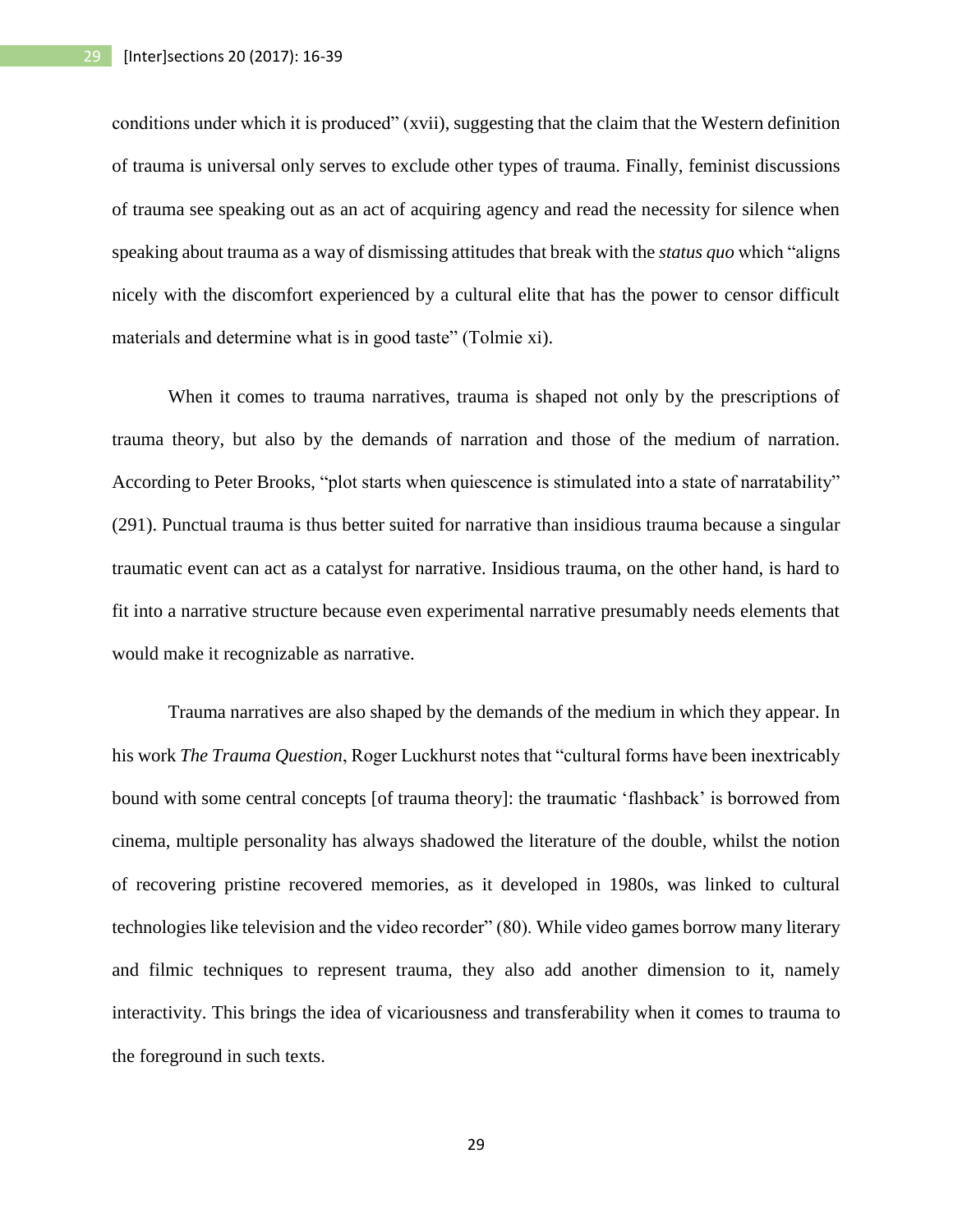conditions under which it is produced" (xvii), suggesting that the claim that the Western definition of trauma is universal only serves to exclude other types of trauma. Finally, feminist discussions of trauma see speaking out as an act of acquiring agency and read the necessity for silence when speaking about trauma as a way of dismissing attitudes that break with the *status quo* which "aligns nicely with the discomfort experienced by a cultural elite that has the power to censor difficult materials and determine what is in good taste" (Tolmie xi).

When it comes to trauma narratives, trauma is shaped not only by the prescriptions of trauma theory, but also by the demands of narration and those of the medium of narration. According to Peter Brooks, "plot starts when quiescence is stimulated into a state of narratability" (291). Punctual trauma is thus better suited for narrative than insidious trauma because a singular traumatic event can act as a catalyst for narrative. Insidious trauma, on the other hand, is hard to fit into a narrative structure because even experimental narrative presumably needs elements that would make it recognizable as narrative.

Trauma narratives are also shaped by the demands of the medium in which they appear. In his work *The Trauma Question*, Roger Luckhurst notes that "cultural forms have been inextricably bound with some central concepts [of trauma theory]: the traumatic 'flashback' is borrowed from cinema, multiple personality has always shadowed the literature of the double, whilst the notion of recovering pristine recovered memories, as it developed in 1980s, was linked to cultural technologies like television and the video recorder" (80). While video games borrow many literary and filmic techniques to represent trauma, they also add another dimension to it, namely interactivity. This brings the idea of vicariousness and transferability when it comes to trauma to the foreground in such texts.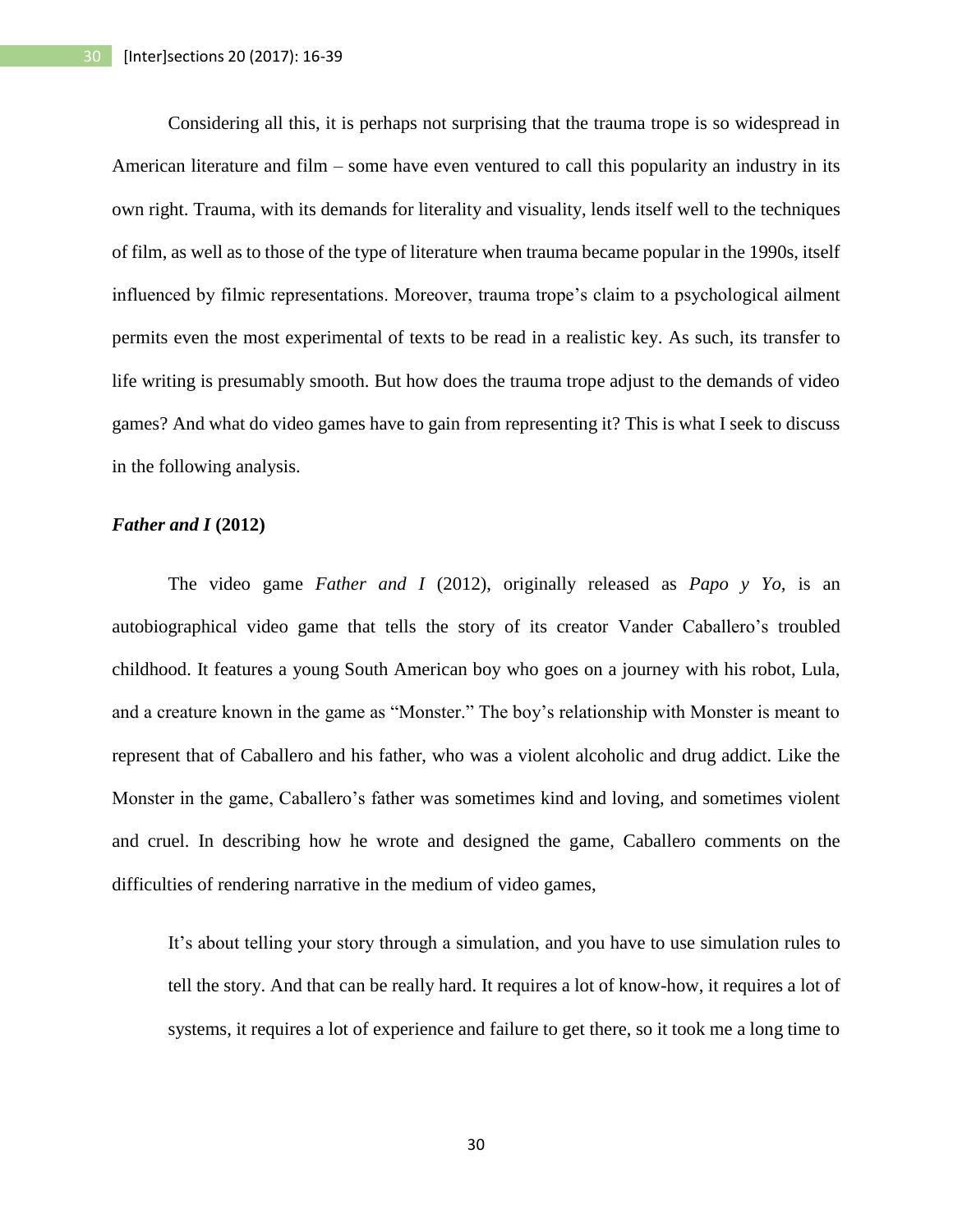Considering all this, it is perhaps not surprising that the trauma trope is so widespread in American literature and film – some have even ventured to call this popularity an industry in its own right. Trauma, with its demands for literality and visuality, lends itself well to the techniques of film, as well as to those of the type of literature when trauma became popular in the 1990s, itself influenced by filmic representations. Moreover, trauma trope's claim to a psychological ailment permits even the most experimental of texts to be read in a realistic key. As such, its transfer to life writing is presumably smooth. But how does the trauma trope adjust to the demands of video games? And what do video games have to gain from representing it? This is what I seek to discuss in the following analysis.

### *Father and I* (2012)

The video game *Father and I* (2012), originally released as *Papo y Yo*, is an autobiographical video game that tells the story of its creator Vander Caballero's troubled childhood. It features a young South American boy who goes on a journey with his robot, Lula, and a creature known in the game as "Monster." The boy's relationship with Monster is meant to represent that of Caballero and his father, who was a violent alcoholic and drug addict. Like the Monster in the game, Caballero's father was sometimes kind and loving, and sometimes violent and cruel. In describing how he wrote and designed the game, Caballero comments on the difficulties of rendering narrative in the medium of video games,

> It's about telling your story through a simulation, and you have to use simulation rules to tell the story. And that can be really hard. It requires a lot of know-how, it requires a lot of systems, it requires a lot of experience and failure to get there, so it took me a long time to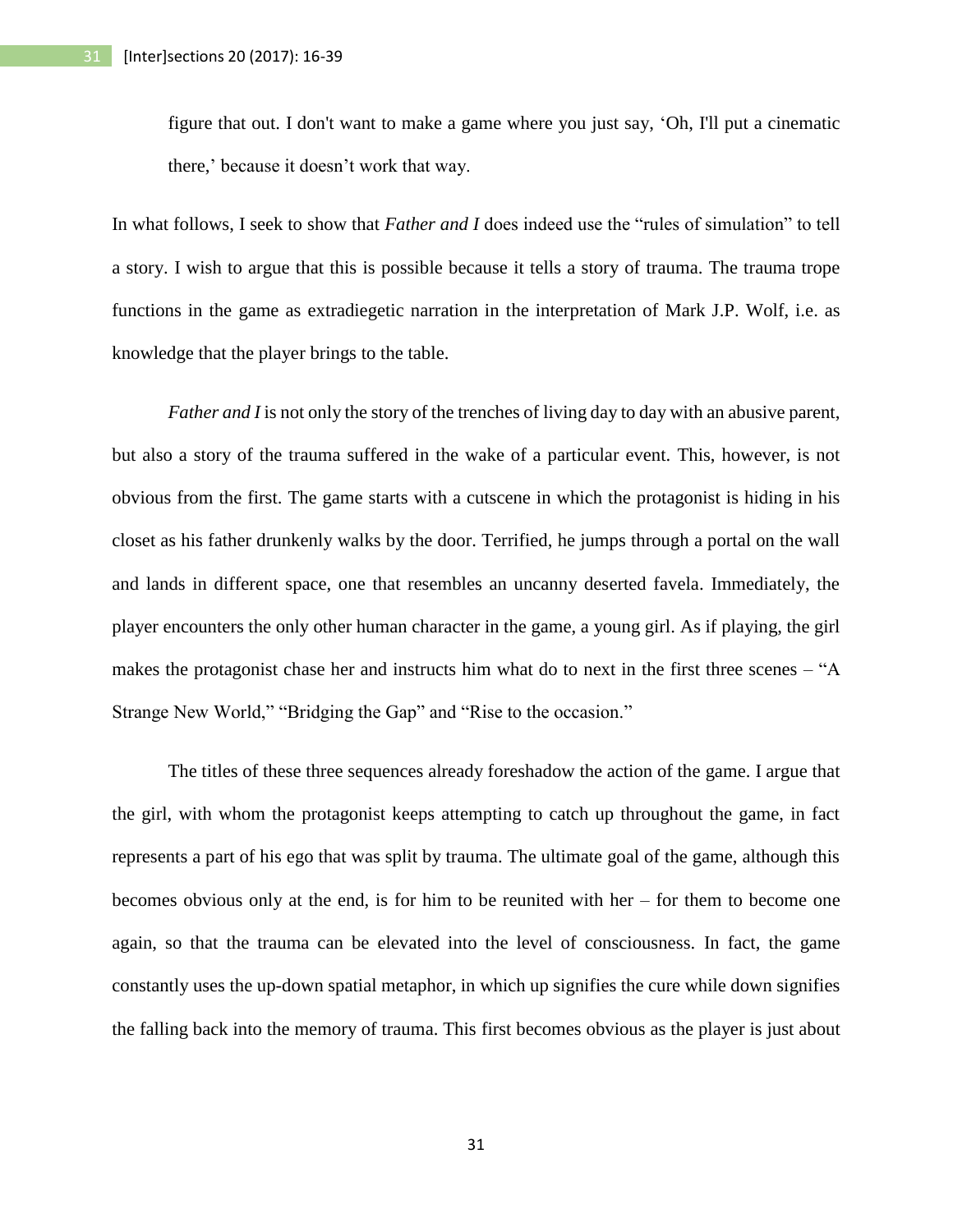figure that out. I don't want to make a game where you just say, 'Oh, I'll put a cinematic there,' because it doesn't work that way.

In what follows, I seek to show that *Father and I* does indeed use the "rules of simulation" to tell a story. I wish to argue that this is possible because it tells a story of trauma. The trauma trope functions in the game as extradiegetic narration in the interpretation of Mark J.P. Wolf, i.e. as knowledge that the player brings to the table.

*Father and I* is not only the story of the trenches of living day to day with an abusive parent, but also a story of the trauma suffered in the wake of a particular event. This, however, is not obvious from the first. The game starts with a cutscene in which the protagonist is hiding in his closet as his father drunkenly walks by the door. Terrified, he jumps through a portal on the wall and lands in different space, one that resembles an uncanny deserted favela. Immediately, the player encounters the only other human character in the game, a young girl. As if playing, the girl makes the protagonist chase her and instructs him what do to next in the first three scenes – "A Strange New World," "Bridging the Gap" and "Rise to the occasion."

The titles of these three sequences already foreshadow the action of the game. I argue that the girl, with whom the protagonist keeps attempting to catch up throughout the game, in fact represents a part of his ego that was split by trauma. The ultimate goal of the game, although this becomes obvious only at the end, is for him to be reunited with her – for them to become one again, so that the trauma can be elevated into the level of consciousness. In fact, the game constantly uses the up-down spatial metaphor, in which up signifies the cure while down signifies the falling back into the memory of trauma. This first becomes obvious as the player is just about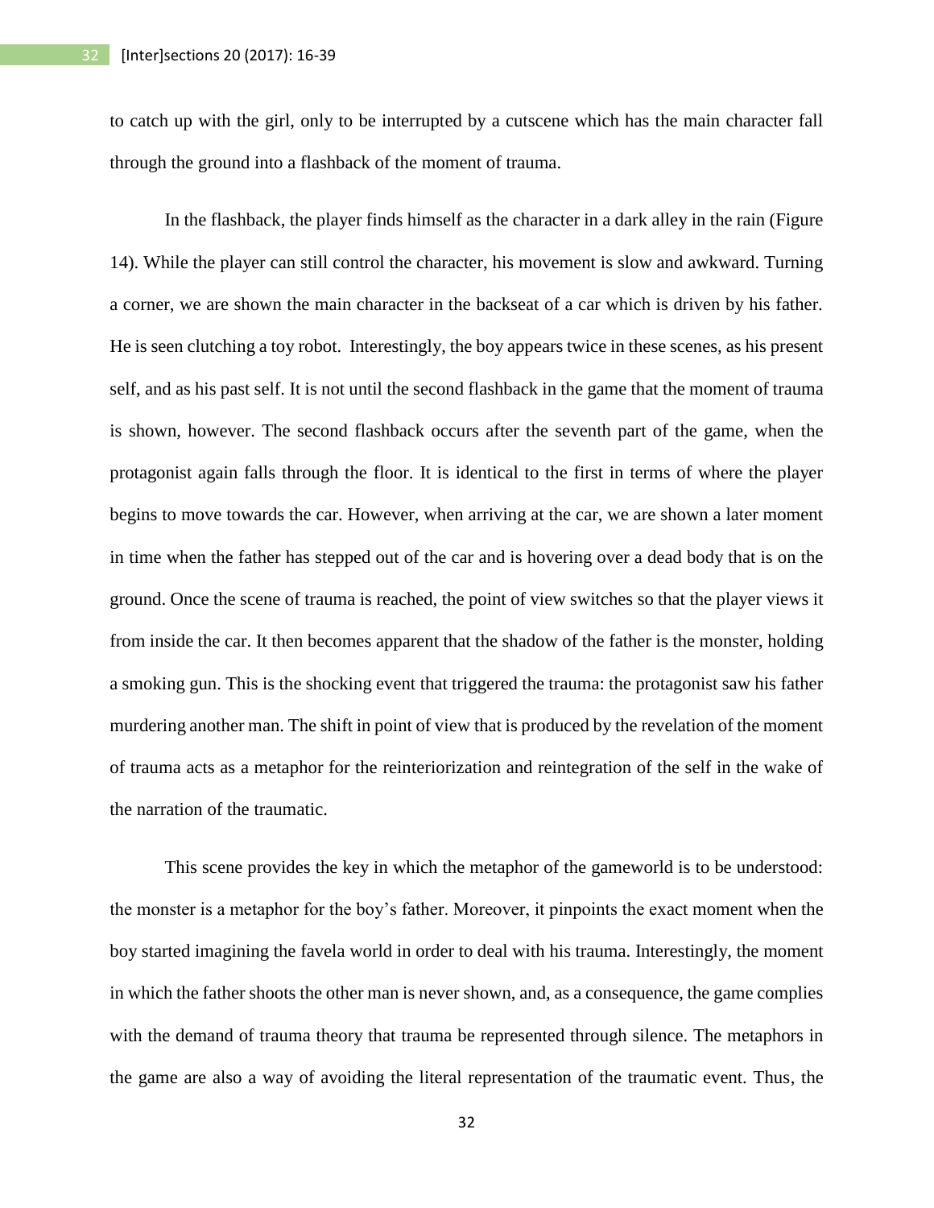to catch up with the girl, only to be interrupted by a cutscene which has the main character fall through the ground into a flashback of the moment of trauma.

In the flashback, the player finds himself as the character in a dark alley in the rain (Figure 14). While the player can still control the character, his movement is slow and awkward. Turning a corner, we are shown the main character in the backseat of a car which is driven by his father. He is seen clutching a toy robot. Interestingly, the boy appears twice in these scenes, as his present self, and as his past self. It is not until the second flashback in the game that the moment of trauma is shown, however. The second flashback occurs after the seventh part of the game, when the protagonist again falls through the floor. It is identical to the first in terms of where the player begins to move towards the car. However, when arriving at the car, we are shown a later moment in time when the father has stepped out of the car and is hovering over a dead body that is on the ground. Once the scene of trauma is reached, the point of view switches so that the player views it from inside the car. It then becomes apparent that the shadow of the father is the monster, holding a smoking gun. This is the shocking event that triggered the trauma: the protagonist saw his father murdering another man. The shift in point of view that is produced by the revelation of the moment of trauma acts as a metaphor for the reinteriorization and reintegration of the self in the wake of the narration of the traumatic.

This scene provides the key in which the metaphor of the gameworld is to be understood: the monster is a metaphor for the boy's father. Moreover, it pinpoints the exact moment when the boy started imagining the favela world in order to deal with his trauma. Interestingly, the moment in which the father shoots the other man is never shown, and, as a consequence, the game complies with the demand of trauma theory that trauma be represented through silence. The metaphors in the game are also a way of avoiding the literal representation of the traumatic event. Thus, the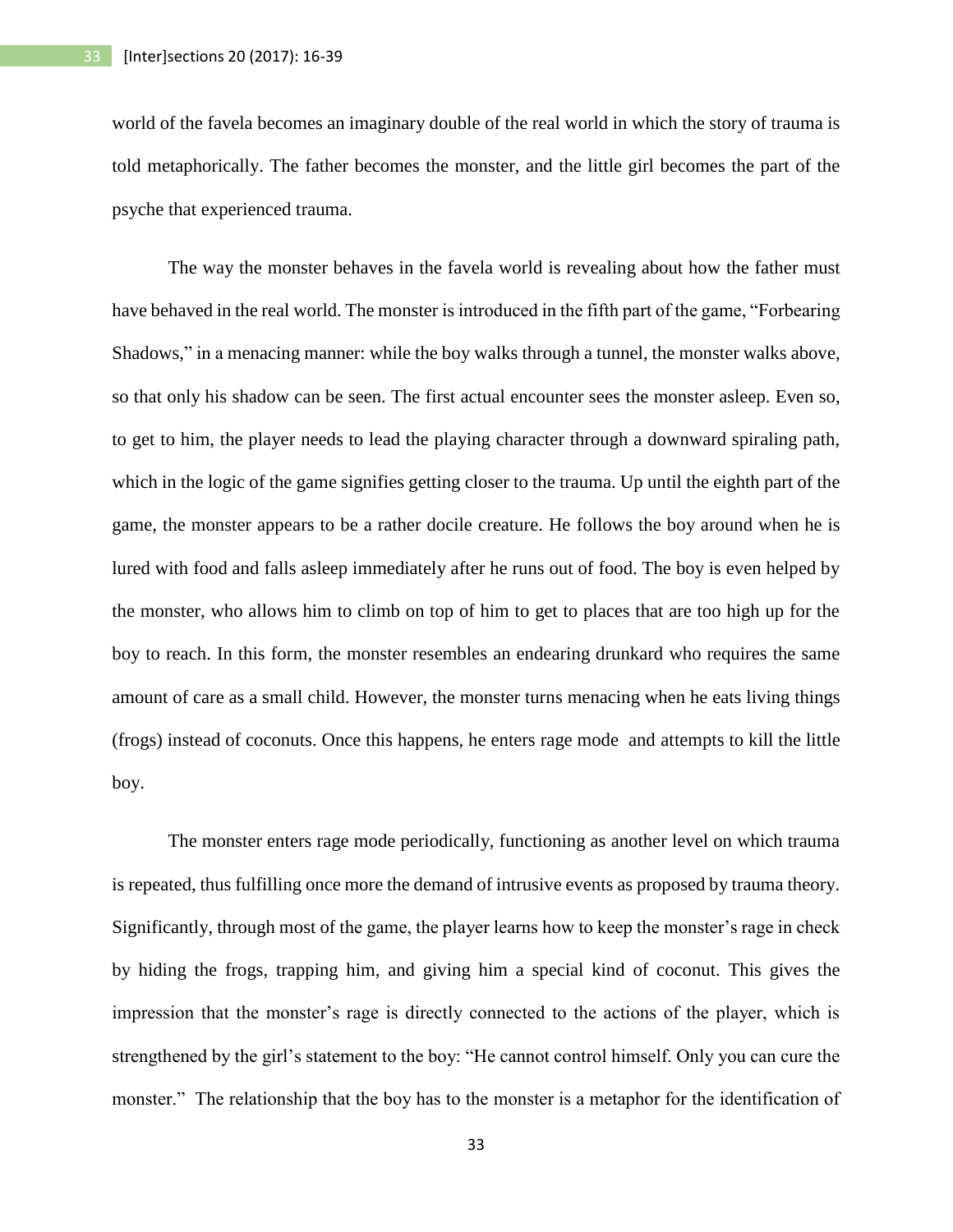world of the favela becomes an imaginary double of the real world in which the story of trauma is told metaphorically. The father becomes the monster, and the little girl becomes the part of the psyche that experienced trauma.

The way the monster behaves in the favela world is revealing about how the father must have behaved in the real world. The monster is introduced in the fifth part of the game, "Forbearing Shadows," in a menacing manner: while the boy walks through a tunnel, the monster walks above, so that only his shadow can be seen. The first actual encounter sees the monster asleep. Even so, to get to him, the player needs to lead the playing character through a downward spiraling path, which in the logic of the game signifies getting closer to the trauma. Up until the eighth part of the game, the monster appears to be a rather docile creature. He follows the boy around when he is lured with food and falls asleep immediately after he runs out of food. The boy is even helped by the monster, who allows him to climb on top of him to get to places that are too high up for the boy to reach. In this form, the monster resembles an endearing drunkard who requires the same amount of care as a small child. However, the monster turns menacing when he eats living things (frogs) instead of coconuts. Once this happens, he enters rage mode and attempts to kill the little boy.

The monster enters rage mode periodically, functioning as another level on which trauma is repeated, thus fulfilling once more the demand of intrusive events as proposed by trauma theory. Significantly, through most of the game, the player learns how to keep the monster's rage in check by hiding the frogs, trapping him, and giving him a special kind of coconut. This gives the impression that the monster's rage is directly connected to the actions of the player, which is strengthened by the girl's statement to the boy: "He cannot control himself. Only you can cure the monster." The relationship that the boy has to the monster is a metaphor for the identification of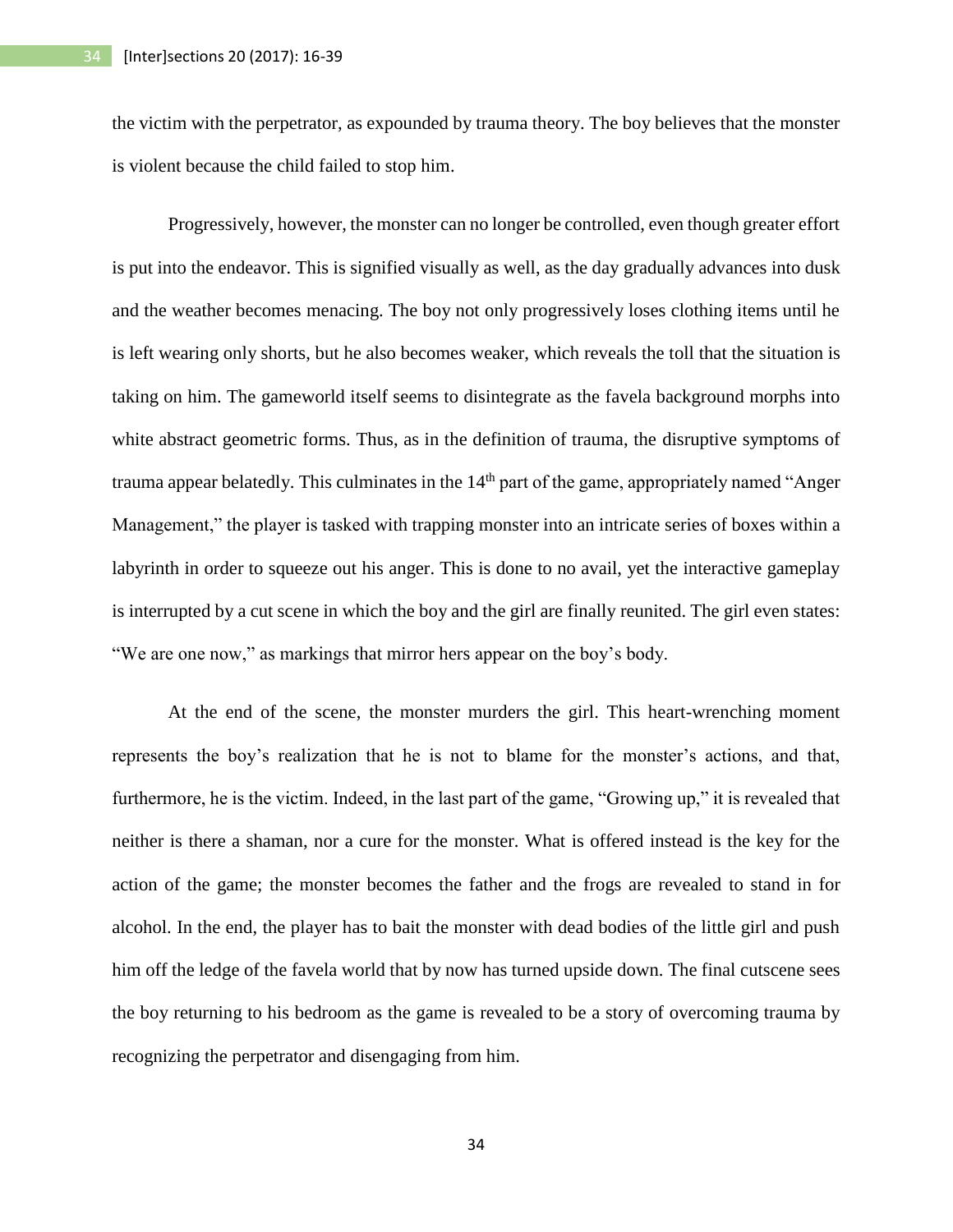the victim with the perpetrator, as expounded by trauma theory. The boy believes that the monster is violent because the child failed to stop him.

Progressively, however, the monster can no longer be controlled, even though greater effort is put into the endeavor. This is signified visually as well, as the day gradually advances into dusk and the weather becomes menacing. The boy not only progressively loses clothing items until he is left wearing only shorts, but he also becomes weaker, which reveals the toll that the situation is taking on him. The gameworld itself seems to disintegrate as the favela background morphs into white abstract geometric forms. Thus, as in the definition of trauma, the disruptive symptoms of trauma appear belatedly. This culminates in the 14th part of the game, appropriately named "Anger Management," the player is tasked with trapping monster into an intricate series of boxes within a labyrinth in order to squeeze out his anger. This is done to no avail, yet the interactive gameplay is interrupted by a cut scene in which the boy and the girl are finally reunited. The girl even states: "We are one now," as markings that mirror hers appear on the boy's body.

At the end of the scene, the monster murders the girl. This heart-wrenching moment represents the boy's realization that he is not to blame for the monster's actions, and that, furthermore, he is the victim. Indeed, in the last part of the game, "Growing up," it is revealed that neither is there a shaman, nor a cure for the monster. What is offered instead is the key for the action of the game; the monster becomes the father and the frogs are revealed to stand in for alcohol. In the end, the player has to bait the monster with dead bodies of the little girl and push him off the ledge of the favela world that by now has turned upside down. The final cutscene sees the boy returning to his bedroom as the game is revealed to be a story of overcoming trauma by recognizing the perpetrator and disengaging from him.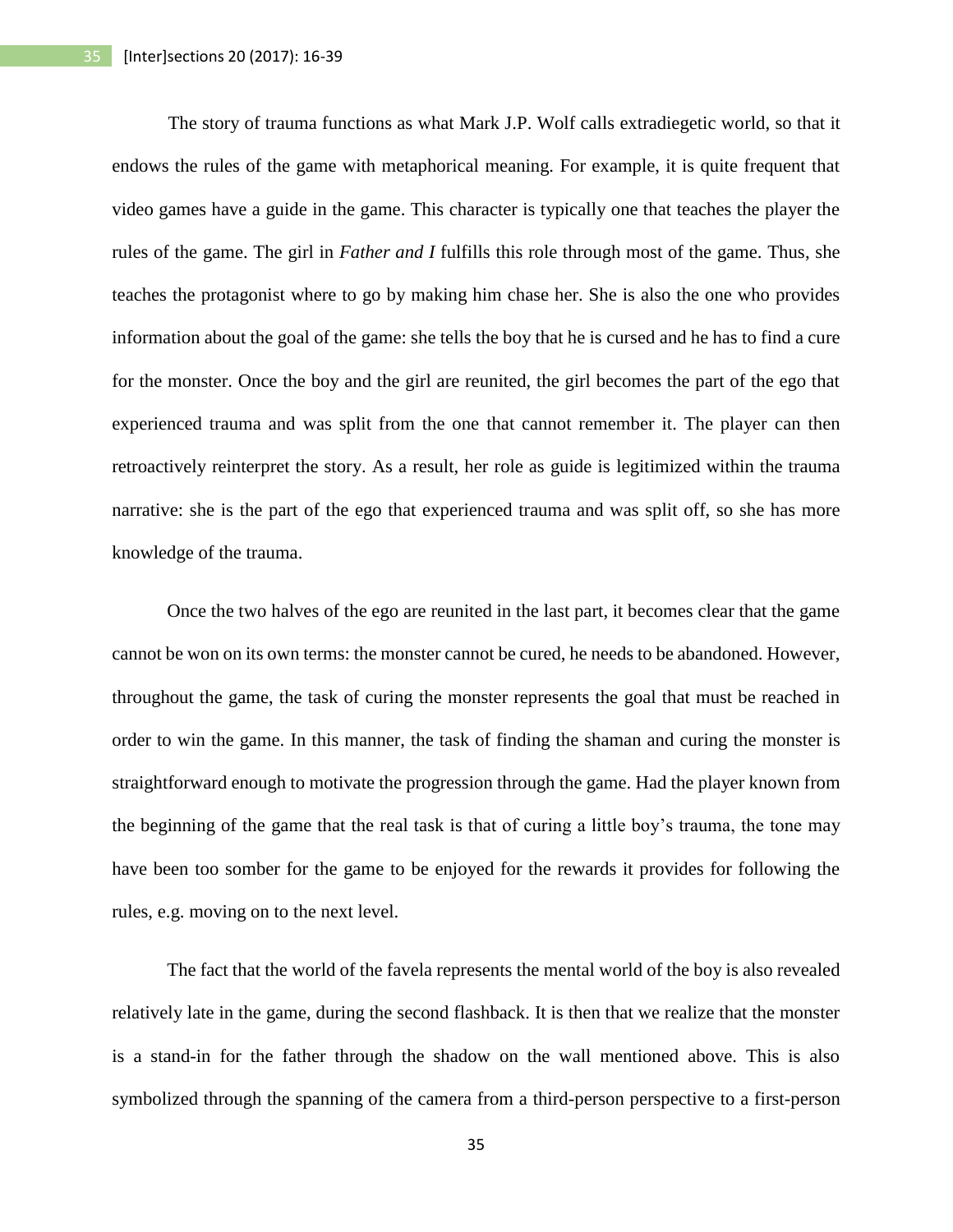The story of trauma functions as what Mark J.P. Wolf calls extradiegetic world, so that it endows the rules of the game with metaphorical meaning. For example, it is quite frequent that video games have a guide in the game. This character is typically one that teaches the player the rules of the game. The girl in *Father and I* fulfills this role through most of the game. Thus, she teaches the protagonist where to go by making him chase her. She is also the one who provides information about the goal of the game: she tells the boy that he is cursed and he has to find a cure for the monster. Once the boy and the girl are reunited, the girl becomes the part of the ego that experienced trauma and was split from the one that cannot remember it. The player can then retroactively reinterpret the story. As a result, her role as guide is legitimized within the trauma narrative: she is the part of the ego that experienced trauma and was split off, so she has more knowledge of the trauma.

Once the two halves of the ego are reunited in the last part, it becomes clear that the game cannot be won on its own terms: the monster cannot be cured, he needs to be abandoned. However, throughout the game, the task of curing the monster represents the goal that must be reached in order to win the game. In this manner, the task of finding the shaman and curing the monster is straightforward enough to motivate the progression through the game. Had the player known from the beginning of the game that the real task is that of curing a little boy's trauma, the tone may have been too somber for the game to be enjoyed for the rewards it provides for following the rules, e.g. moving on to the next level.

The fact that the world of the favela represents the mental world of the boy is also revealed relatively late in the game, during the second flashback. It is then that we realize that the monster is a stand-in for the father through the shadow on the wall mentioned above. This is also symbolized through the spanning of the camera from a third-person perspective to a first-person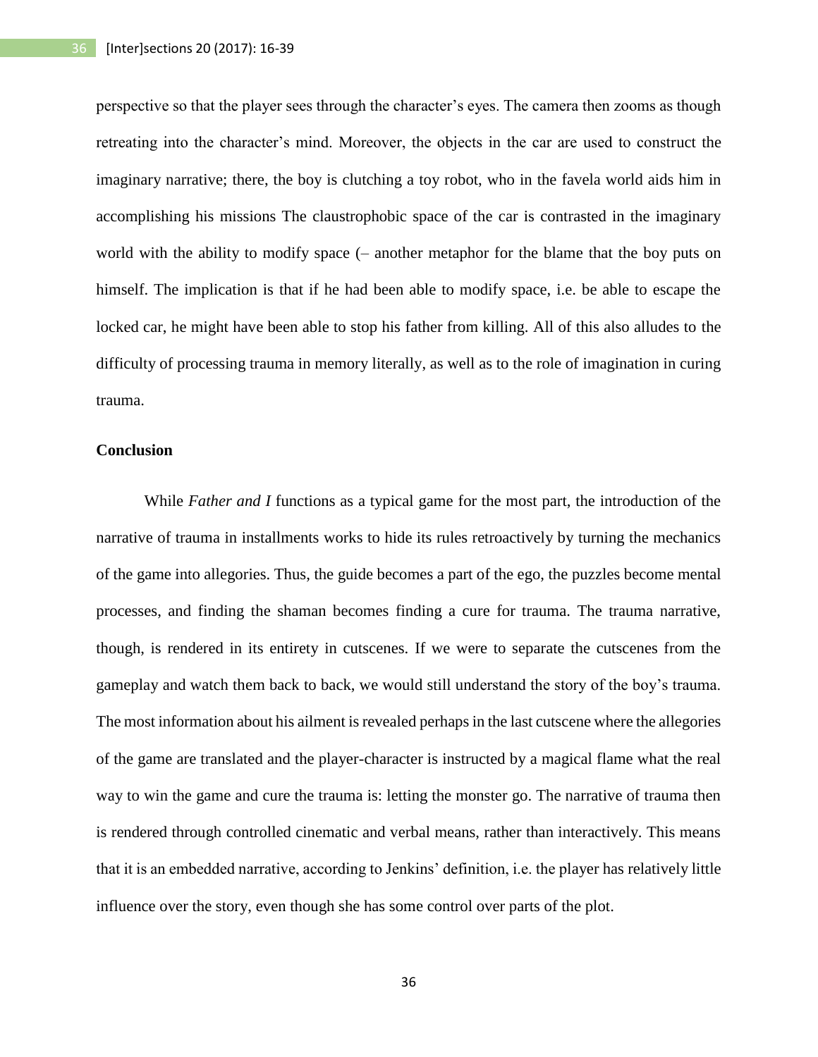perspective so that the player sees through the character's eyes. The camera then zooms as though retreating into the character's mind. Moreover, the objects in the car are used to construct the imaginary narrative; there, the boy is clutching a toy robot, who in the favela world aids him in accomplishing his missions The claustrophobic space of the car is contrasted in the imaginary world with the ability to modify space (– another metaphor for the blame that the boy puts on himself. The implication is that if he had been able to modify space, i.e. be able to escape the locked car, he might have been able to stop his father from killing. All of this also alludes to the difficulty of processing trauma in memory literally, as well as to the role of imagination in curing trauma.

## Conclusion

While *Father and I* functions as a typical game for the most part, the introduction of the narrative of trauma in installments works to hide its rules retroactively by turning the mechanics of the game into allegories. Thus, the guide becomes a part of the ego, the puzzles become mental processes, and finding the shaman becomes finding a cure for trauma. The trauma narrative, though, is rendered in its entirety in cutscenes. If we were to separate the cutscenes from the gameplay and watch them back to back, we would still understand the story of the boy's trauma. The most information about his ailment is revealed perhaps in the last cutscene where the allegories of the game are translated and the player-character is instructed by a magical flame what the real way to win the game and cure the trauma is: letting the monster go. The narrative of trauma then is rendered through controlled cinematic and verbal means, rather than interactively. This means that it is an embedded narrative, according to Jenkins' definition, i.e. the player has relatively little influence over the story, even though she has some control over parts of the plot.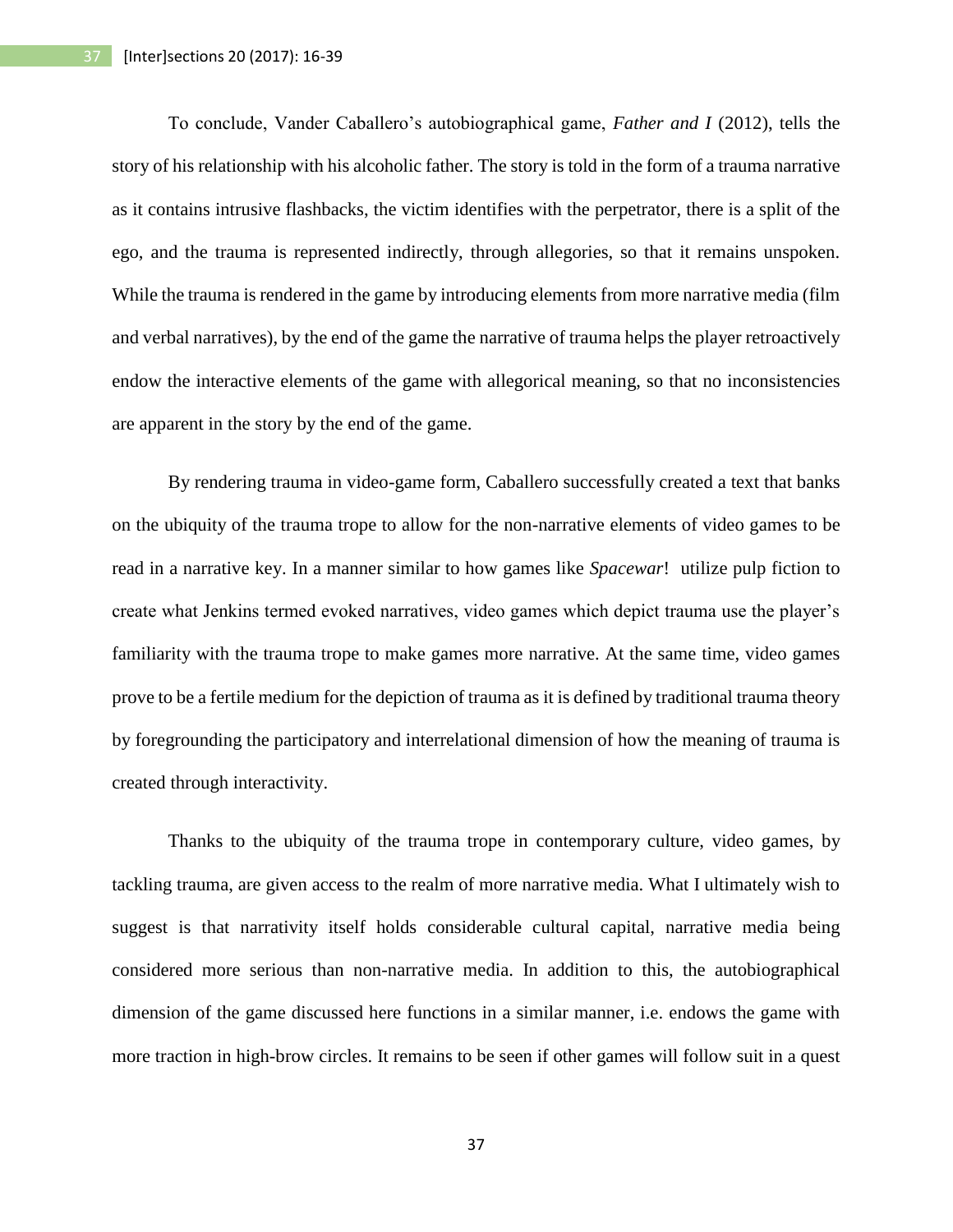To conclude, Vander Caballero's autobiographical game, *Father and I* (2012), tells the story of his relationship with his alcoholic father. The story is told in the form of a trauma narrative as it contains intrusive flashbacks, the victim identifies with the perpetrator, there is a split of the ego, and the trauma is represented indirectly, through allegories, so that it remains unspoken. While the trauma is rendered in the game by introducing elements from more narrative media (film and verbal narratives), by the end of the game the narrative of trauma helps the player retroactively endow the interactive elements of the game with allegorical meaning, so that no inconsistencies are apparent in the story by the end of the game.

By rendering trauma in video-game form, Caballero successfully created a text that banks on the ubiquity of the trauma trope to allow for the non-narrative elements of video games to be read in a narrative key. In a manner similar to how games like *Spacewar*! utilize pulp fiction to create what Jenkins termed evoked narratives, video games which depict trauma use the player's familiarity with the trauma trope to make games more narrative. At the same time, video games prove to be a fertile medium for the depiction of trauma as it is defined by traditional trauma theory by foregrounding the participatory and interrelational dimension of how the meaning of trauma is created through interactivity.

Thanks to the ubiquity of the trauma trope in contemporary culture, video games, by tackling trauma, are given access to the realm of more narrative media. What I ultimately wish to suggest is that narrativity itself holds considerable cultural capital, narrative media being considered more serious than non-narrative media. In addition to this, the autobiographical dimension of the game discussed here functions in a similar manner, i.e. endows the game with more traction in high-brow circles. It remains to be seen if other games will follow suit in a quest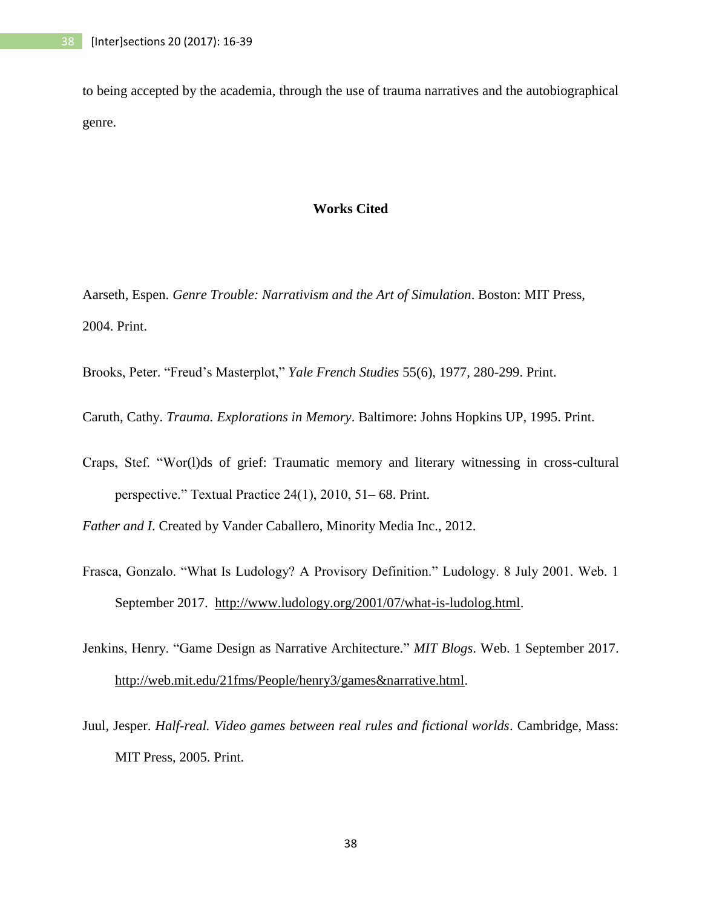to being accepted by the academia, through the use of trauma narratives and the autobiographical genre.

## Works Cited

Aarseth, Espen. *Genre Trouble: Narrativism and the Art of Simulation*. Boston: MIT Press, 2004. Print.

Brooks, Peter. "Freud's Masterplot," *Yale French Studies* 55(6), 1977, 280-299. Print.

Caruth, Cathy. *Trauma. Explorations in Memory*. Baltimore: Johns Hopkins UP, 1995. Print.

Craps, Stef. "Wor(l)ds of grief: Traumatic memory and literary witnessing in cross-cultural perspective." Textual Practice 24(1), 2010, 51– 68. Print.

*Father and I*. Created by Vander Caballero, Minority Media Inc., 2012.

Frasca, Gonzalo. "What Is Ludology? A Provisory Definition." Ludology. 8 July 2001. Web. 1 September 2017. http://www.ludology.org/2001/07/what-is-ludolog.html.

Jenkins, Henry. "Game Design as Narrative Architecture." *MIT Blogs*. Web. 1 September 2017. http://web.mit.edu/21fms/People/henry3/games&narrative.html.

Juul, Jesper. *Half-real. Video games between real rules and fictional worlds*. Cambridge, Mass: MIT Press, 2005. Print.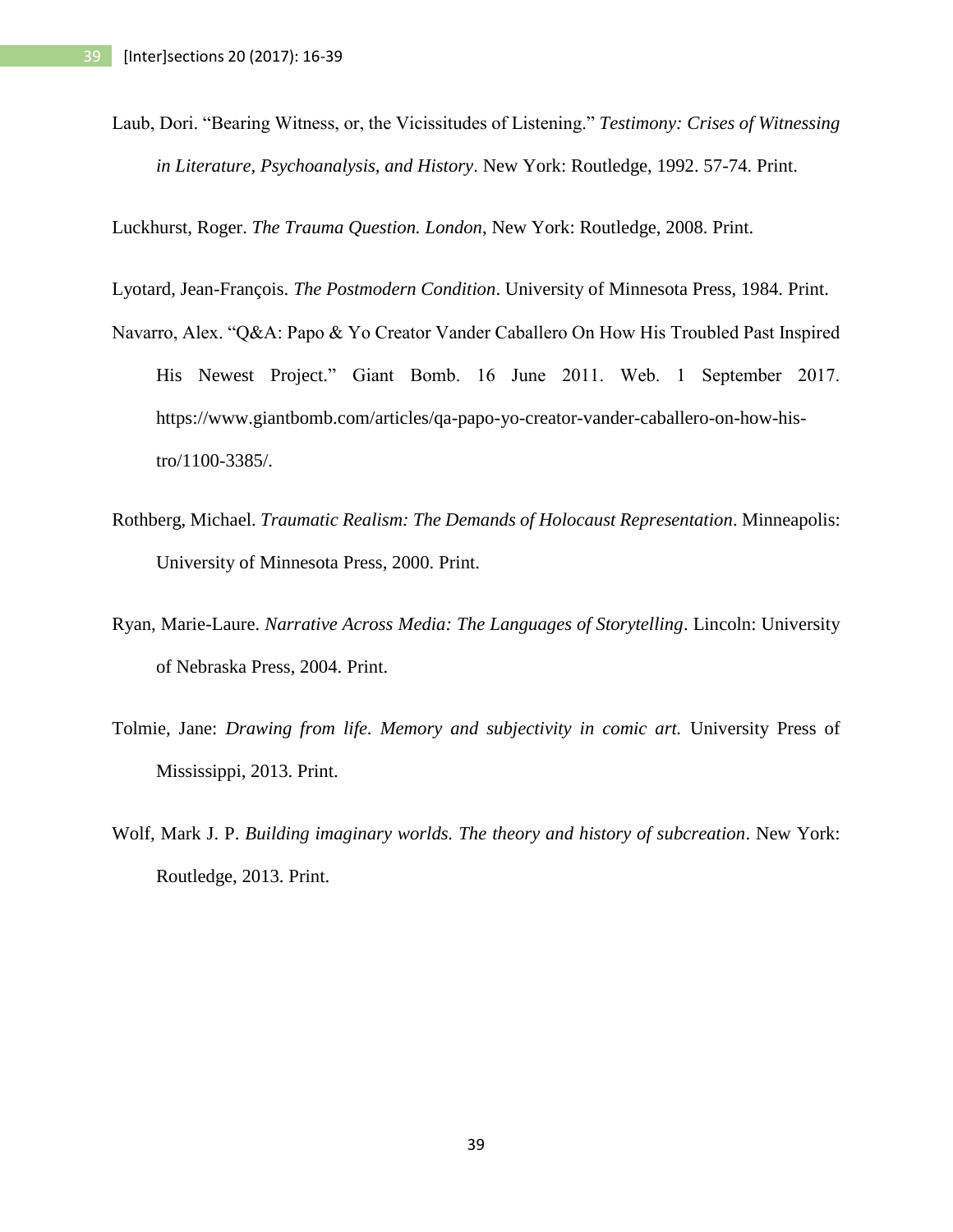Laub, Dori. "Bearing Witness, or, the Vicissitudes of Listening." *Testimony: Crises of Witnessing in Literature, Psychoanalysis, and History*. New York: Routledge, 1992. 57-74. Print.

Luckhurst, Roger. *The Trauma Question. London*, New York: Routledge, 2008. Print.

Lyotard, Jean-François. *The Postmodern Condition*. University of Minnesota Press, 1984. Print.

Navarro, Alex. "Q&A: Papo & Yo Creator Vander Caballero On How His Troubled Past Inspired His Newest Project." Giant Bomb. 16 June 2011. Web. 1 September 2017. https://www.giantbomb.com/articles/qa-papo-yo-creator-vander-caballero-on-how-his-tro/1100-3385/.

Rothberg, Michael. *Traumatic Realism: The Demands of Holocaust Representation*. Minneapolis: University of Minnesota Press, 2000. Print.

Ryan, Marie-Laure. *Narrative Across Media: The Languages of Storytelling*. Lincoln: University of Nebraska Press, 2004. Print.

Tolmie, Jane: *Drawing from life. Memory and subjectivity in comic art.* University Press of Mississippi, 2013. Print.

Wolf, Mark J. P. *Building imaginary worlds. The theory and history of subcreation*. New York: Routledge, 2013. Print.